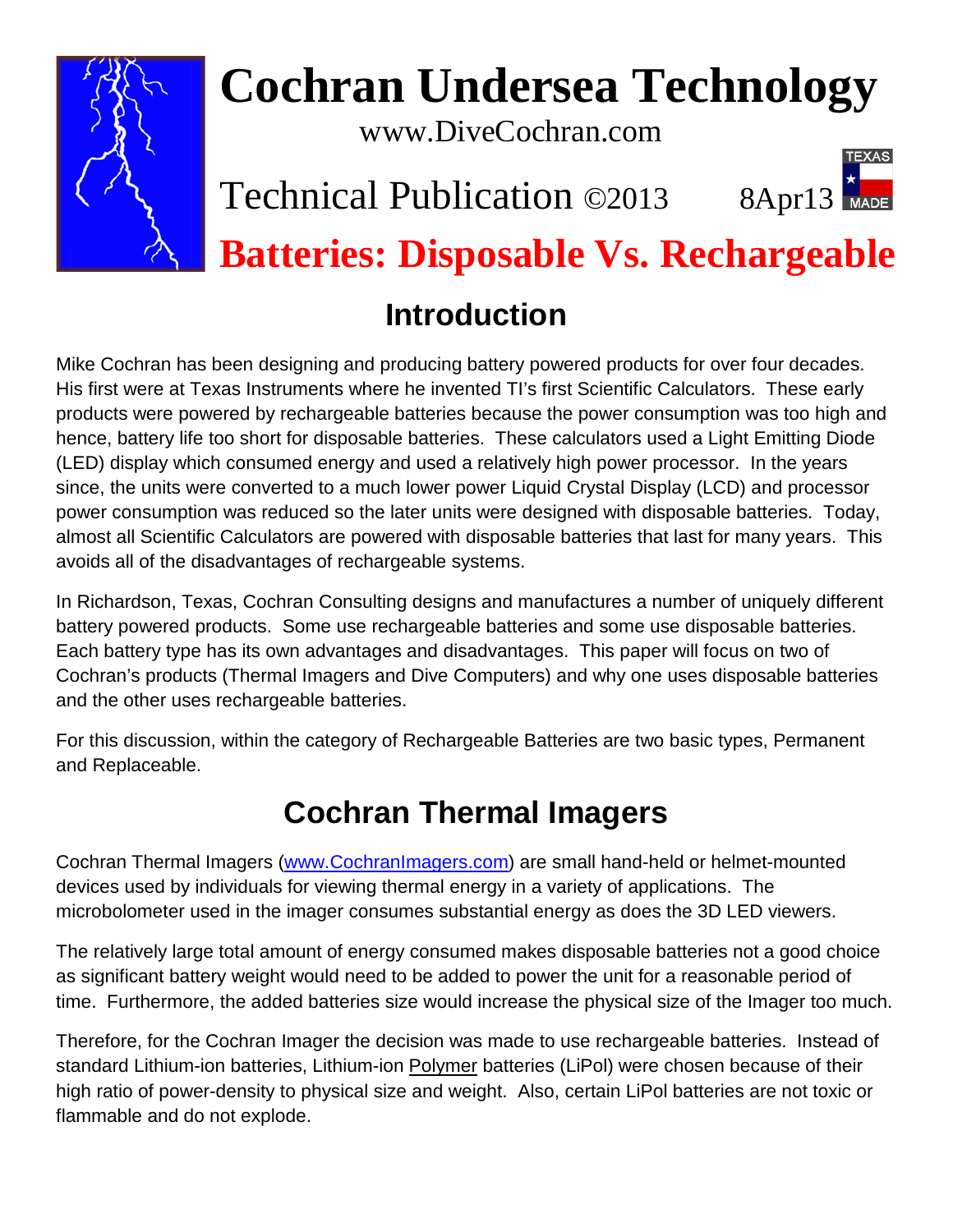# Cochran Undersea Technology

www.DiveCochran.com

Technical Publication ©2013 8Apr13

# Batteries: Disposable Vs. Rechargeable

## Introduction

Mike Cochran has been designing and producing battery powered products for over four decades. His first were at Texas Instruments where he invented TI's first Scientific Calculators. These early products were powered by rechargeable batteries because the power consumption was too high and hence, battery life too short for disposable batteries. These calculators used a Light Emitting Diode (LED) display which consumed energy and used a relatively high power processor. In the years since, the units were converted to a much lower power Liquid Crystal Display (LCD) and processor power consumption was reduced so the later units were designed with disposable batteries. Today, almost all Scientific Calculators are powered with disposable batteries that last for many years. This avoids all of the disadvantages of rechargeable systems.

In Richardson, Texas, Cochran Consulting designs and manufactures a number of uniquely different battery powered products. Some use rechargeable batteries and some use disposable batteries. Each battery type has its own advantages and disadvantages. This paper will focus on two of Cochran's products (Thermal Imagers and Dive Computers) and why one uses disposable batteries and the other uses rechargeable batteries.

For this discussion, within the category of Rechargeable Batteries are two basic types, Permanent and Replaceable.

## Cochran Thermal Imagers

Cochran Thermal Imagers (www.CochranImagers.com) are small hand-held or helmet-mounted devices used by individuals for viewing thermal energy in a variety of applications. The microbolometer used in the imager consumes substantial energy as does the 3D LED viewers.

The relatively large total amount of energy consumed makes disposable batteries not a good choice as significant battery weight would need to be added to power the unit for a reasonable period of time. Furthermore, the added batteries size would increase the physical size of the Imager too much.

Therefore, for the Cochran Imager the decision was made to use rechargeable batteries. Instead of standard Lithium-ion batteries, Lithium-ion Polymer batteries (LiPol) were chosen because of their high ratio of power-density to physical size and weight. Also, certain LiPol batteries are not toxic or flammable and do not explode.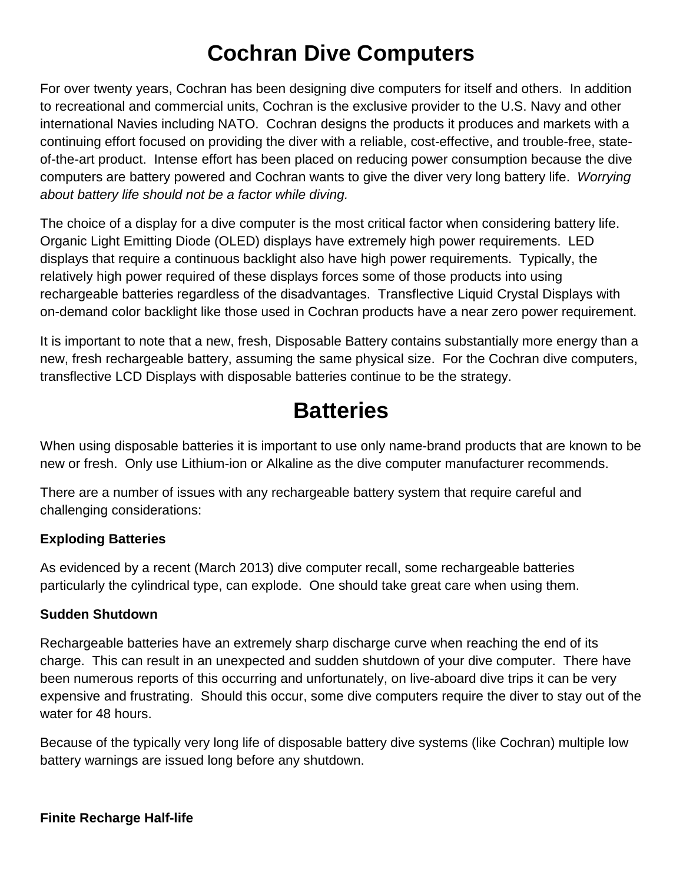# Cochran Dive Computers

For over twenty years, Cochran has been designing dive computers for itself and others. In addition to recreational and commercial units, Cochran is the exclusive provider to the U.S. Navy and other international Navies including NATO. Cochran designs the products it produces and markets with a continuing effort focused on providing the diver with a reliable, cost-effective, and trouble-free, state-of-the-art product. Intense effort has been placed on reducing power consumption because the dive computers are battery powered and Cochran wants to give the diver very long battery life. *Worrying about battery life should not be a factor while diving.*

The choice of a display for a dive computer is the most critical factor when considering battery life. Organic Light Emitting Diode (OLED) displays have extremely high power requirements. LED displays that require a continuous backlight also have high power requirements. Typically, the relatively high power required of these displays forces some of those products into using rechargeable batteries regardless of the disadvantages. Transflective Liquid Crystal Displays with on-demand color backlight like those used in Cochran products have a near zero power requirement.

It is important to note that a new, fresh, Disposable Battery contains substantially more energy than a new, fresh rechargeable battery, assuming the same physical size. For the Cochran dive computers, transflective LCD Displays with disposable batteries continue to be the strategy.

# Batteries

When using disposable batteries it is important to use only name-brand products that are known to be new or fresh. Only use Lithium-ion or Alkaline as the dive computer manufacturer recommends.

There are a number of issues with any rechargeable battery system that require careful and challenging considerations:

**Exploding Batteries**

As evidenced by a recent (March 2013) dive computer recall, some rechargeable batteries particularly the cylindrical type, can explode. One should take great care when using them.

**Sudden Shutdown**

Rechargeable batteries have an extremely sharp discharge curve when reaching the end of its charge. This can result in an unexpected and sudden shutdown of your dive computer. There have been numerous reports of this occurring and unfortunately, on live-aboard dive trips it can be very expensive and frustrating. Should this occur, some dive computers require the diver to stay out of the water for 48 hours.

Because of the typically very long life of disposable battery dive systems (like Cochran) multiple low battery warnings are issued long before any shutdown.

**Finite Recharge Half-life**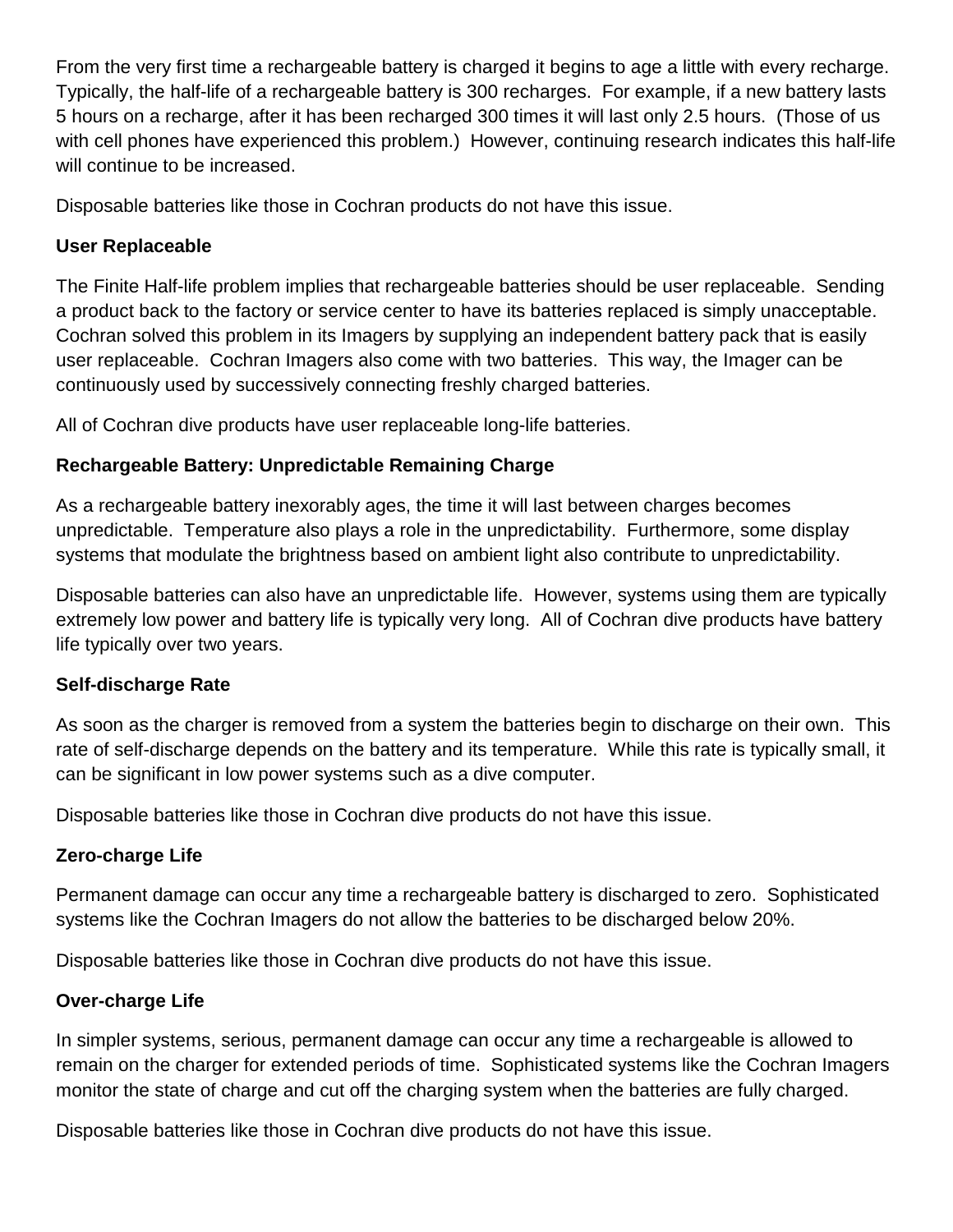From the very first time a rechargeable battery is charged it begins to age a little with every recharge. Typically, the half-life of a rechargeable battery is 300 recharges. For example, if a new battery lasts 5 hours on a recharge, after it has been recharged 300 times it will last only 2.5 hours. (Those of us with cell phones have experienced this problem.) However, continuing research indicates this half-life will continue to be increased.

Disposable batteries like those in Cochran products do not have this issue.

**User Replaceable**

The Finite Half-life problem implies that rechargeable batteries should be user replaceable. Sending a product back to the factory or service center to have its batteries replaced is simply unacceptable. Cochran solved this problem in its Imagers by supplying an independent battery pack that is easily user replaceable. Cochran Imagers also come with two batteries. This way, the Imager can be continuously used by successively connecting freshly charged batteries.

All of Cochran dive products have user replaceable long-life batteries.

**Rechargeable Battery: Unpredictable Remaining Charge**

As a rechargeable battery inexorably ages, the time it will last between charges becomes unpredictable. Temperature also plays a role in the unpredictability. Furthermore, some display systems that modulate the brightness based on ambient light also contribute to unpredictability.

Disposable batteries can also have an unpredictable life. However, systems using them are typically extremely low power and battery life is typically very long. All of Cochran dive products have battery life typically over two years.

**Self-discharge Rate**

As soon as the charger is removed from a system the batteries begin to discharge on their own. This rate of self-discharge depends on the battery and its temperature. While this rate is typically small, it can be significant in low power systems such as a dive computer.

Disposable batteries like those in Cochran dive products do not have this issue.

**Zero-charge Life**

Permanent damage can occur any time a rechargeable battery is discharged to zero. Sophisticated systems like the Cochran Imagers do not allow the batteries to be discharged below 20%.

Disposable batteries like those in Cochran dive products do not have this issue.

**Over-charge Life**

In simpler systems, serious, permanent damage can occur any time a rechargeable is allowed to remain on the charger for extended periods of time. Sophisticated systems like the Cochran Imagers monitor the state of charge and cut off the charging system when the batteries are fully charged.

Disposable batteries like those in Cochran dive products do not have this issue.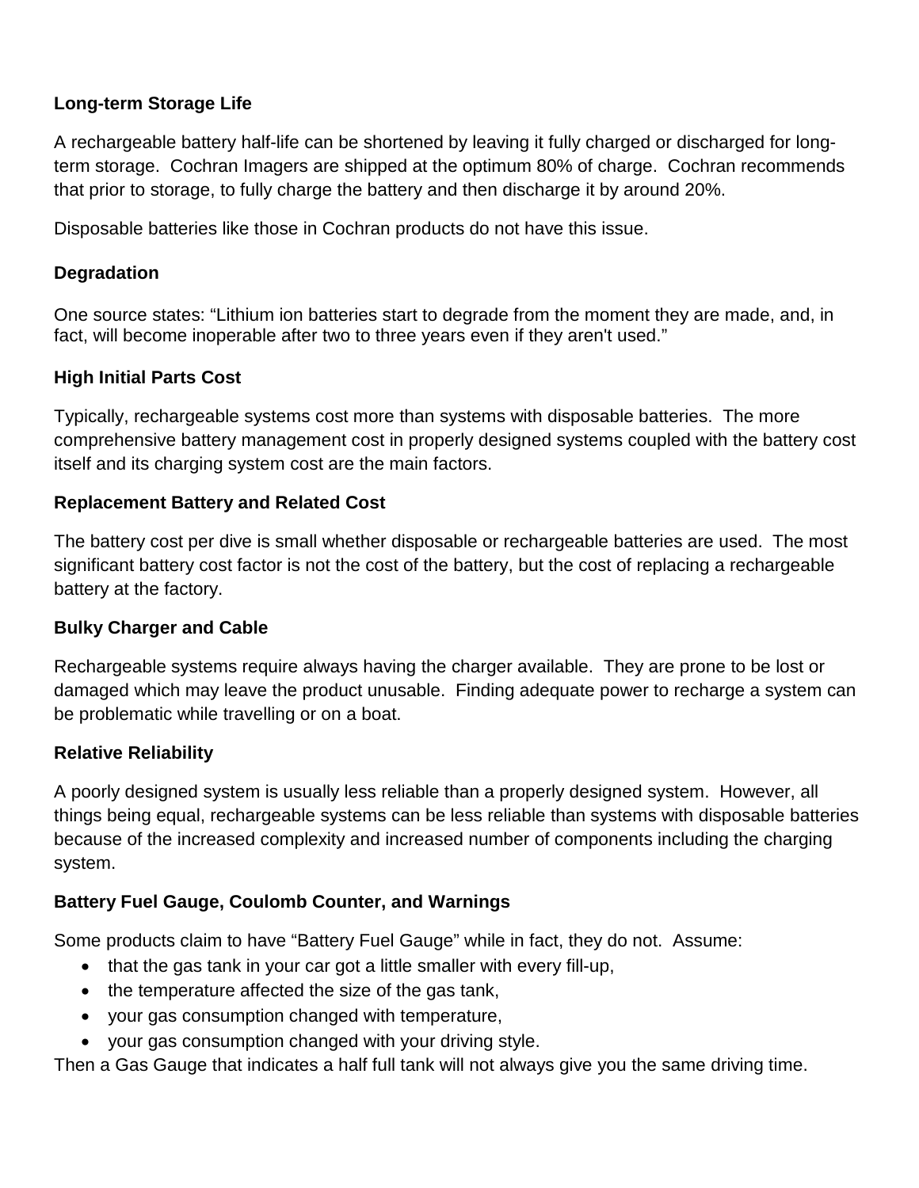### Long-term Storage Life

A rechargeable battery half-life can be shortened by leaving it fully charged or discharged for long-term storage. Cochran Imagers are shipped at the optimum 80% of charge. Cochran recommends that prior to storage, to fully charge the battery and then discharge it by around 20%.

Disposable batteries like those in Cochran products do not have this issue.

### Degradation

One source states: "Lithium ion batteries start to degrade from the moment they are made, and, in fact, will become inoperable after two to three years even if they aren't used."

### High Initial Parts Cost

Typically, rechargeable systems cost more than systems with disposable batteries. The more comprehensive battery management cost in properly designed systems coupled with the battery cost itself and its charging system cost are the main factors.

### Replacement Battery and Related Cost

The battery cost per dive is small whether disposable or rechargeable batteries are used. The most significant battery cost factor is not the cost of the battery, but the cost of replacing a rechargeable battery at the factory.

### Bulky Charger and Cable

Rechargeable systems require always having the charger available. They are prone to be lost or damaged which may leave the product unusable. Finding adequate power to recharge a system can be problematic while travelling or on a boat.

### Relative Reliability

A poorly designed system is usually less reliable than a properly designed system. However, all things being equal, rechargeable systems can be less reliable than systems with disposable batteries because of the increased complexity and increased number of components including the charging system.

### Battery Fuel Gauge, Coulomb Counter, and Warnings

Some products claim to have "Battery Fuel Gauge" while in fact, they do not. Assume:

- that the gas tank in your car got a little smaller with every fill-up,
- the temperature affected the size of the gas tank,
- your gas consumption changed with temperature,
- your gas consumption changed with your driving style.

Then a Gas Gauge that indicates a half full tank will not always give you the same driving time.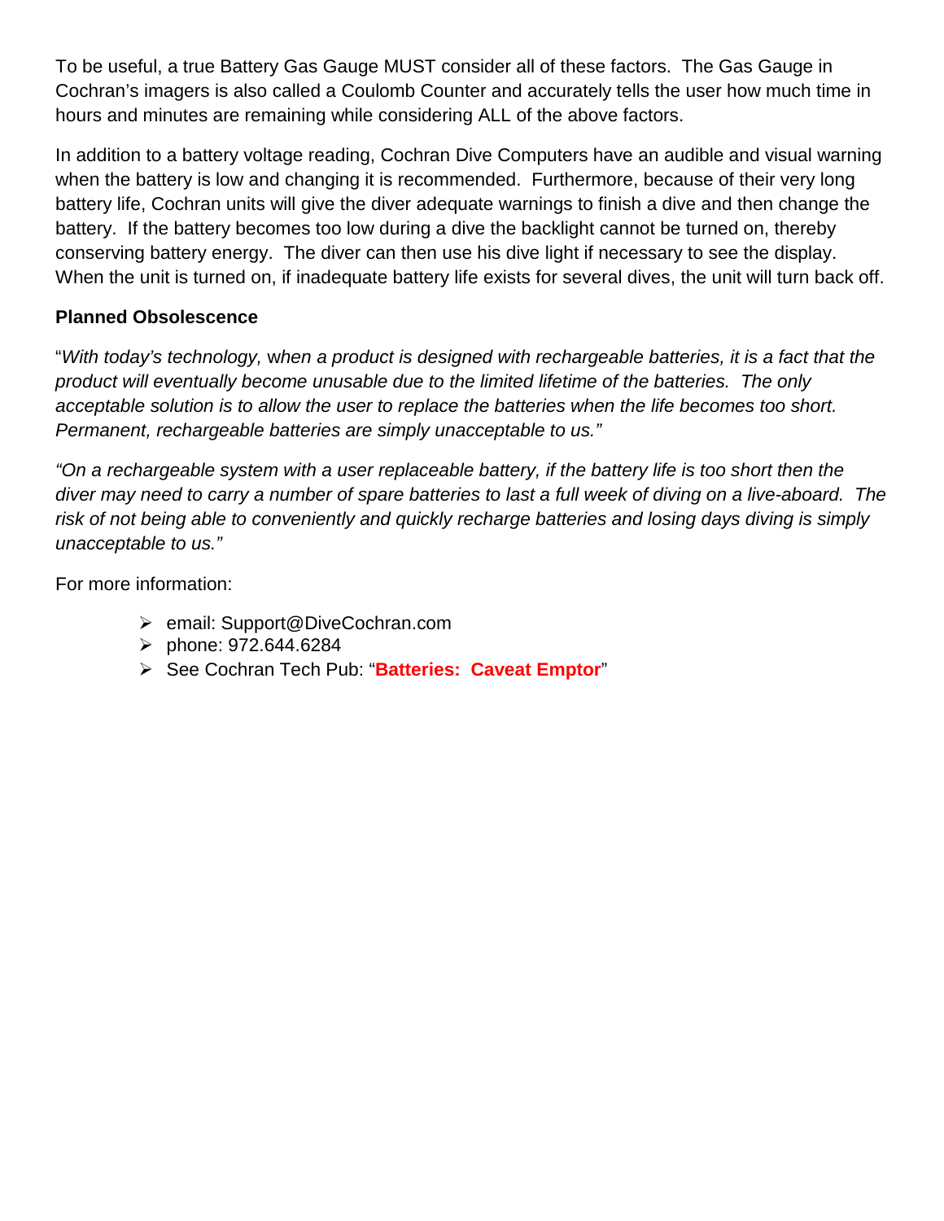To be useful, a true Battery Gas Gauge MUST consider all of these factors. The Gas Gauge in Cochran's imagers is also called a Coulomb Counter and accurately tells the user how much time in hours and minutes are remaining while considering ALL of the above factors.

In addition to a battery voltage reading, Cochran Dive Computers have an audible and visual warning when the battery is low and changing it is recommended. Furthermore, because of their very long battery life, Cochran units will give the diver adequate warnings to finish a dive and then change the battery. If the battery becomes too low during a dive the backlight cannot be turned on, thereby conserving battery energy. The diver can then use his dive light if necessary to see the display. When the unit is turned on, if inadequate battery life exists for several dives, the unit will turn back off.

**Planned Obsolescence**

"*With today's technology, when a product is designed with rechargeable batteries, it is a fact that the product will eventually become unusable due to the limited lifetime of the batteries. The only acceptable solution is to allow the user to replace the batteries when the life becomes too short. Permanent, rechargeable batteries are simply unacceptable to us."*

*"On a rechargeable system with a user replaceable battery, if the battery life is too short then the diver may need to carry a number of spare batteries to last a full week of diving on a live-aboard. The risk of not being able to conveniently and quickly recharge batteries and losing days diving is simply unacceptable to us."*

For more information:

- email: Support@DiveCochran.com
- phone: 972.644.6284
- See Cochran Tech Pub: "**Batteries: Caveat Emptor**"